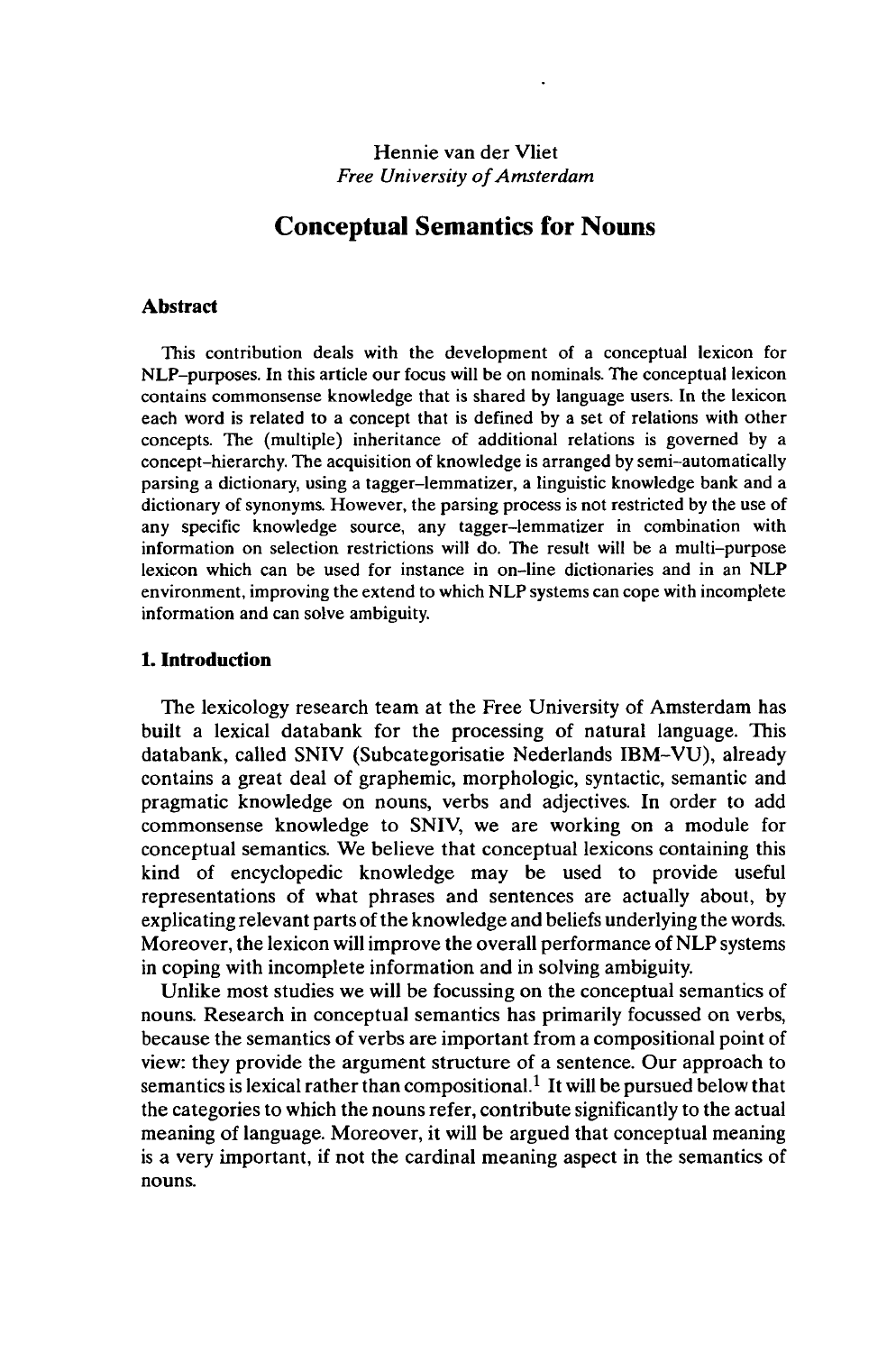Hennie van der Vliet
*Free University of Amsterdam*

# Conceptual Semantics for Nouns

## Abstract

This contribution deals with the development of a conceptual lexicon for NLP–purposes. In this article our focus will be on nominals. The conceptual lexicon contains commonsense knowledge that is shared by language users. In the lexicon each word is related to a concept that is defined by a set of relations with other concepts. The (multiple) inheritance of additional relations is governed by a concept–hierarchy. The acquisition of knowledge is arranged by semi–automatically parsing a dictionary, using a tagger–lemmatizer, a linguistic knowledge bank and a dictionary of synonyms. However, the parsing process is not restricted by the use of any specific knowledge source, any tagger–lemmatizer in combination with information on selection restrictions will do. The result will be a multi–purpose lexicon which can be used for instance in on–line dictionaries and in an NLP environment, improving the extend to which NLP systems can cope with incomplete information and can solve ambiguity.

## 1. Introduction

The lexicology research team at the Free University of Amsterdam has built a lexical databank for the processing of natural language. This databank, called SNIV (Subcategorisatie Nederlands IBM–VU), already contains a great deal of graphemic, morphologic, syntactic, semantic and pragmatic knowledge on nouns, verbs and adjectives. In order to add commonsense knowledge to SNIV, we are working on a module for conceptual semantics. We believe that conceptual lexicons containing this kind of encyclopedic knowledge may be used to provide useful representations of what phrases and sentences are actually about, by explicating relevant parts of the knowledge and beliefs underlying the words. Moreover, the lexicon will improve the overall performance of NLP systems in coping with incomplete information and in solving ambiguity.

Unlike most studies we will be focussing on the conceptual semantics of nouns. Research in conceptual semantics has primarily focussed on verbs, because the semantics of verbs are important from a compositional point of view: they provide the argument structure of a sentence. Our approach to semantics is lexical rather than compositional.[1] It will be pursued below that the categories to which the nouns refer, contribute significantly to the actual meaning of language. Moreover, it will be argued that conceptual meaning is a very important, if not the cardinal meaning aspect in the semantics of nouns.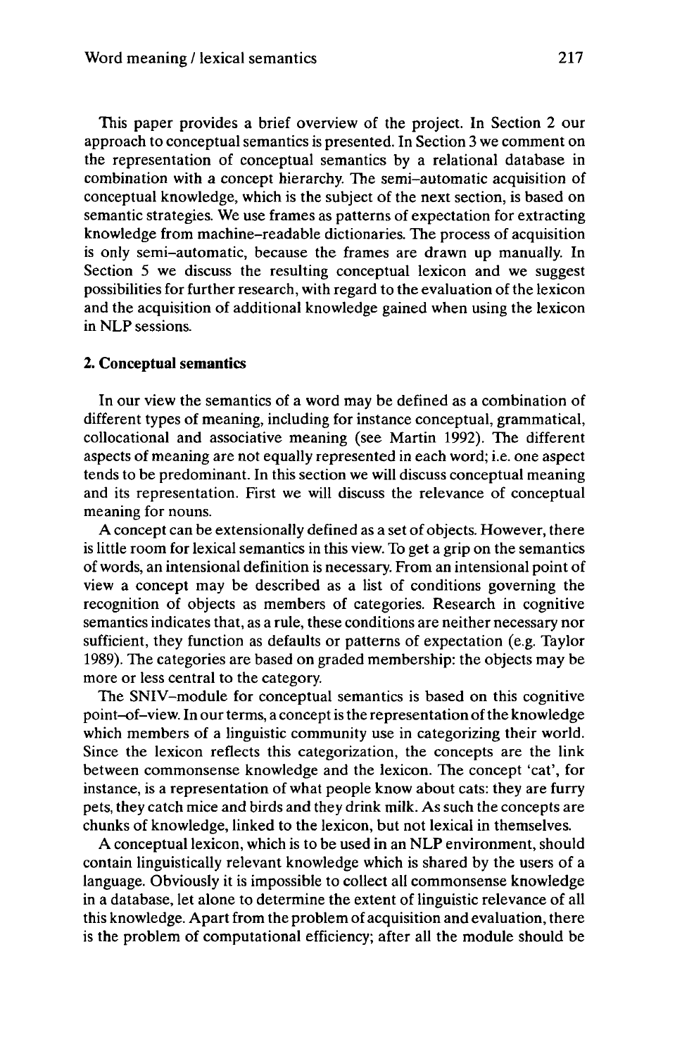This paper provides a brief overview of the project. In Section 2 our approach to conceptual semantics is presented. In Section 3 we comment on the representation of conceptual semantics by a relational database in combination with a concept hierarchy. The semi–automatic acquisition of conceptual knowledge, which is the subject of the next section, is based on semantic strategies. We use frames as patterns of expectation for extracting knowledge from machine–readable dictionaries. The process of acquisition is only semi–automatic, because the frames are drawn up manually. In Section 5 we discuss the resulting conceptual lexicon and we suggest possibilities for further research, with regard to the evaluation of the lexicon and the acquisition of additional knowledge gained when using the lexicon in NLP sessions.

## 2. Conceptual semantics

In our view the semantics of a word may be defined as a combination of different types of meaning, including for instance conceptual, grammatical, collocational and associative meaning (see Martin 1992). The different aspects of meaning are not equally represented in each word; i.e. one aspect tends to be predominant. In this section we will discuss conceptual meaning and its representation. First we will discuss the relevance of conceptual meaning for nouns.

A concept can be extensionally defined as a set of objects. However, there is little room for lexical semantics in this view. To get a grip on the semantics of words, an intensional definition is necessary. From an intensional point of view a concept may be described as a list of conditions governing the recognition of objects as members of categories. Research in cognitive semantics indicates that, as a rule, these conditions are neither necessary nor sufficient, they function as defaults or patterns of expectation (e.g. Taylor 1989). The categories are based on graded membership: the objects may be more or less central to the category.

The SNIV–module for conceptual semantics is based on this cognitive point–of–view. In our terms, a concept is the representation of the knowledge which members of a linguistic community use in categorizing their world. Since the lexicon reflects this categorization, the concepts are the link between commonsense knowledge and the lexicon. The concept 'cat', for instance, is a representation of what people know about cats: they are furry pets, they catch mice and birds and they drink milk. As such the concepts are chunks of knowledge, linked to the lexicon, but not lexical in themselves.

A conceptual lexicon, which is to be used in an NLP environment, should contain linguistically relevant knowledge which is shared by the users of a language. Obviously it is impossible to collect all commonsense knowledge in a database, let alone to determine the extent of linguistic relevance of all this knowledge. Apart from the problem of acquisition and evaluation, there is the problem of computational efficiency; after all the module should be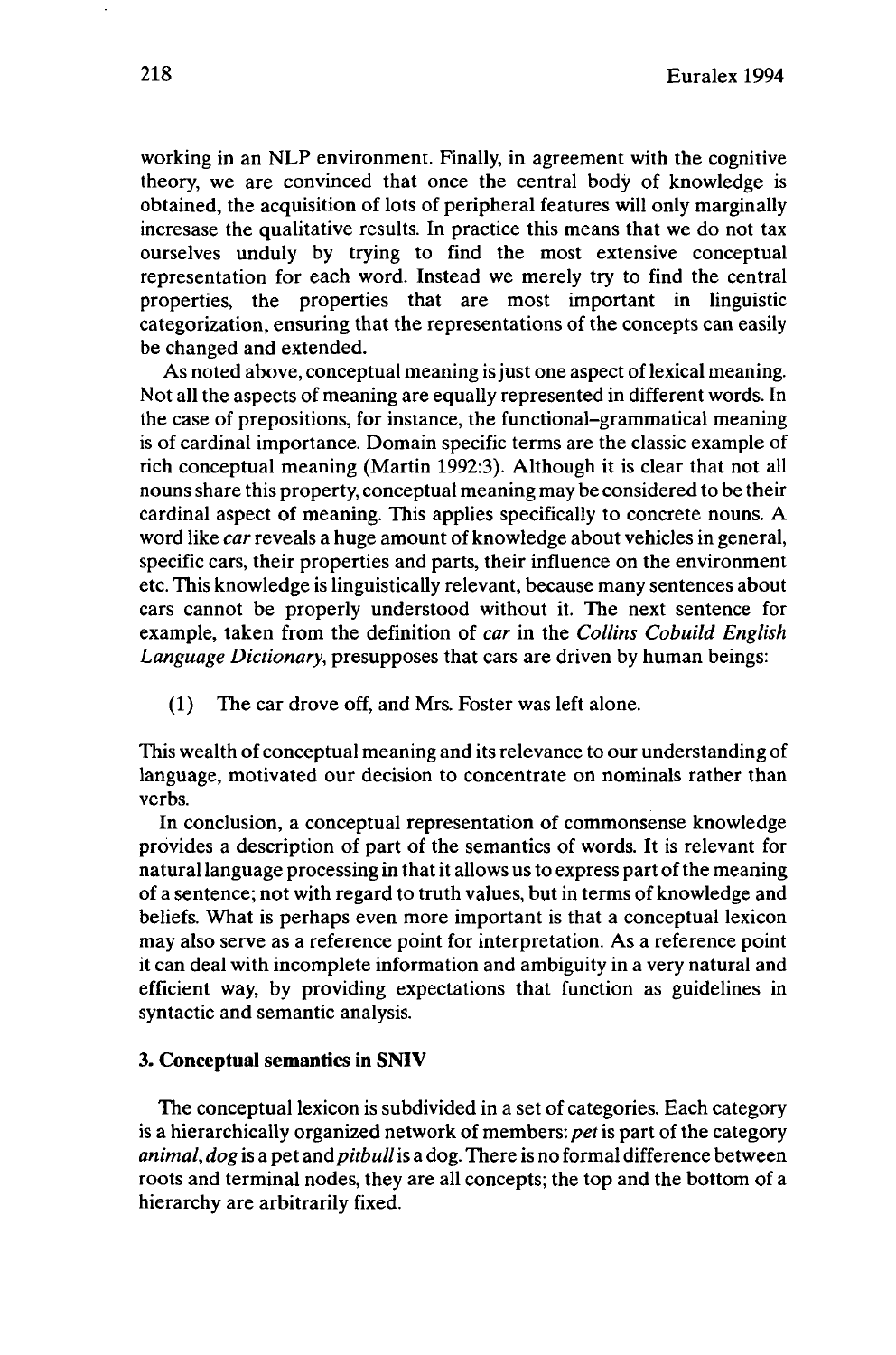working in an NLP environment. Finally, in agreement with the cognitive theory, we are convinced that once the central body of knowledge is obtained, the acquisition of lots of peripheral features will only marginally incresase the qualitative results. In practice this means that we do not tax ourselves unduly by trying to find the most extensive conceptual representation for each word. Instead we merely try to find the central properties, the properties that are most important in linguistic categorization, ensuring that the representations of the concepts can easily be changed and extended.

As noted above, conceptual meaning is just one aspect of lexical meaning. Not all the aspects of meaning are equally represented in different words. In the case of prepositions, for instance, the functional-grammatical meaning is of cardinal importance. Domain specific terms are the classic example of rich conceptual meaning (Martin 1992:3). Although it is clear that not all nouns share this property, conceptual meaning may be considered to be their cardinal aspect of meaning. This applies specifically to concrete nouns. A word like *car* reveals a huge amount of knowledge about vehicles in general, specific cars, their properties and parts, their influence on the environment etc. This knowledge is linguistically relevant, because many sentences about cars cannot be properly understood without it. The next sentence for example, taken from the definition of *car* in the *Collins Cobuild English Language Dictionary*, presupposes that cars are driven by human beings:

(1) The car drove off, and Mrs. Foster was left alone.

This wealth of conceptual meaning and its relevance to our understanding of language, motivated our decision to concentrate on nominals rather than verbs.

In conclusion, a conceptual representation of commonsense knowledge provides a description of part of the semantics of words. It is relevant for natural language processing in that it allows us to express part of the meaning of a sentence; not with regard to truth values, but in terms of knowledge and beliefs. What is perhaps even more important is that a conceptual lexicon may also serve as a reference point for interpretation. As a reference point it can deal with incomplete information and ambiguity in a very natural and efficient way, by providing expectations that function as guidelines in syntactic and semantic analysis.

## 3. Conceptual semantics in SNIV

The conceptual lexicon is subdivided in a set of categories. Each category is a hierarchically organized network of members: *pet* is part of the category *animal*, *dog* is a pet and *pitbull* is a dog. There is no formal difference between roots and terminal nodes, they are all concepts; the top and the bottom of a hierarchy are arbitrarily fixed.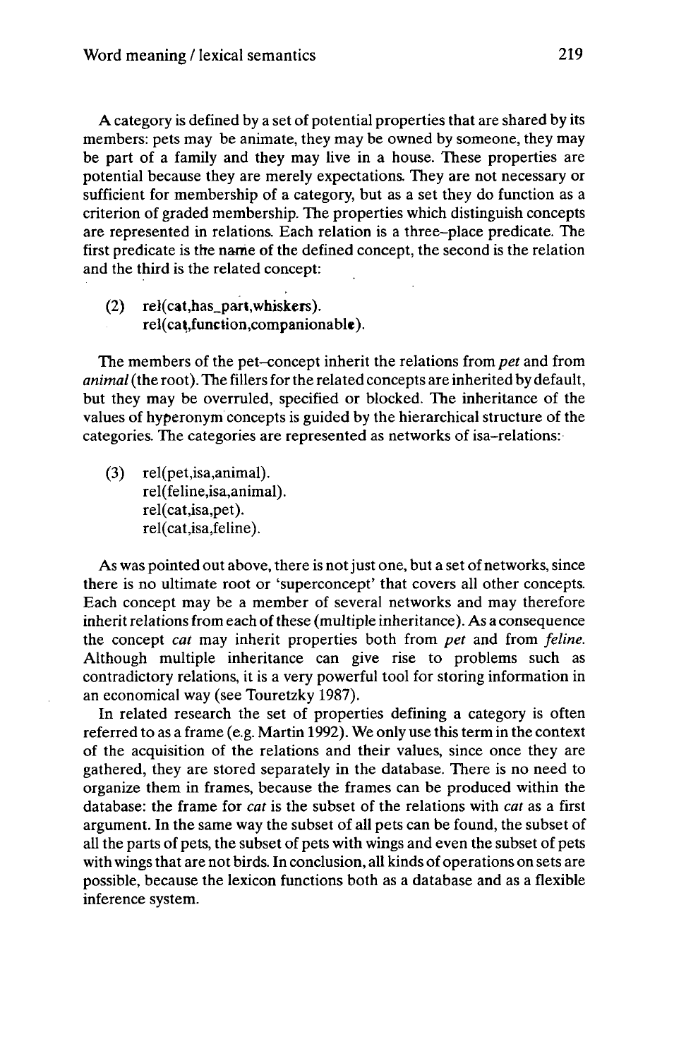A category is defined by a set of potential properties that are shared by its members: pets may be animate, they may be owned by someone, they may be part of a family and they may live in a house. These properties are potential because they are merely expectations. They are not necessary or sufficient for membership of a category, but as a set they do function as a criterion of graded membership. The properties which distinguish concepts are represented in relations. Each relation is a three-place predicate. The first predicate is the name of the defined concept, the second is the relation and the third is the related concept:

(2) rel(cat,has_part,whiskers).
    rel(cat,function,companionable).

The members of the pet-concept inherit the relations from *pet* and from *animal* (the root). The fillers for the related concepts are inherited by default, but they may be overruled, specified or blocked. The inheritance of the values of hyperonym concepts is guided by the hierarchical structure of the categories. The categories are represented as networks of isa-relations:

(3) rel(pet,isa,animal).
    rel(feline,isa,animal).
    rel(cat,isa,pet).
    rel(cat,isa,feline).

As was pointed out above, there is not just one, but a set of networks, since there is no ultimate root or 'superconcept' that covers all other concepts. Each concept may be a member of several networks and may therefore inherit relations from each of these (multiple inheritance). As a consequence the concept *cat* may inherit properties both from *pet* and from *feline*. Although multiple inheritance can give rise to problems such as contradictory relations, it is a very powerful tool for storing information in an economical way (see Touretzky 1987).

In related research the set of properties defining a category is often referred to as a frame (e.g. Martin 1992). We only use this term in the context of the acquisition of the relations and their values, since once they are gathered, they are stored separately in the database. There is no need to organize them in frames, because the frames can be produced within the database: the frame for *cat* is the subset of the relations with *cat* as a first argument. In the same way the subset of all pets can be found, the subset of all the parts of pets, the subset of pets with wings and even the subset of pets with wings that are not birds. In conclusion, all kinds of operations on sets are possible, because the lexicon functions both as a database and as a flexible inference system.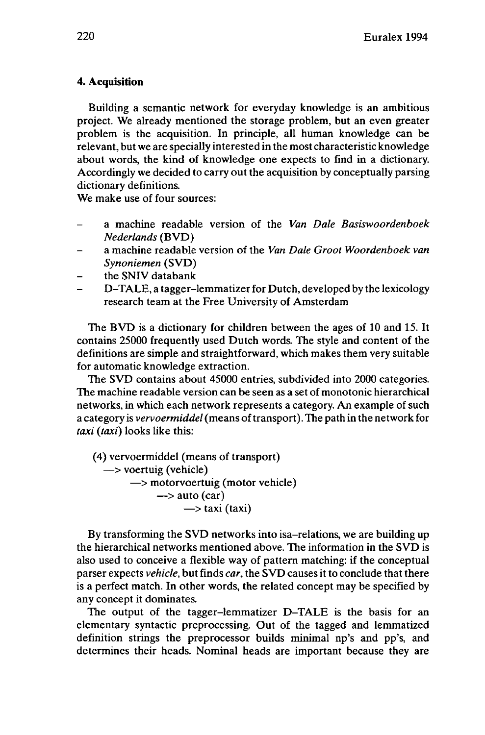### 4. Acquisition

Building a semantic network for everyday knowledge is an ambitious project. We already mentioned the storage problem, but an even greater problem is the acquisition. In principle, all human knowledge can be relevant, but we are specially interested in the most characteristic knowledge about words, the kind of knowledge one expects to find in a dictionary. Accordingly we decided to carry out the acquisition by conceptually parsing dictionary definitions.

We make use of four sources:

- a machine readable version of the *Van Dale Basiswoordenboek Nederlands* (BVD)
- a machine readable version of the *Van Dale Groot Woordenboek van Synoniemen* (SVD)
- the SNIV databank
- D–TALE, a tagger–lemmatizer for Dutch, developed by the lexicology research team at the Free University of Amsterdam

The BVD is a dictionary for children between the ages of 10 and 15. It contains 25000 frequently used Dutch words. The style and content of the definitions are simple and straightforward, which makes them very suitable for automatic knowledge extraction.

The SVD contains about 45000 entries, subdivided into 2000 categories. The machine readable version can be seen as a set of monotonic hierarchical networks, in which each network represents a category. An example of such a category is *vervoermiddel* (means of transport). The path in the network for *taxi* (*taxi*) looks like this:

```
(4) vervoermiddel (means of transport)
      —> voertuig (vehicle)
            —> motorvoertuig (motor vehicle)
                  —> auto (car)
                        —> taxi (taxi)
```

By transforming the SVD networks into isa–relations, we are building up the hierarchical networks mentioned above. The information in the SVD is also used to conceive a flexible way of pattern matching: if the conceptual parser expects *vehicle*, but finds *car*, the SVD causes it to conclude that there is a perfect match. In other words, the related concept may be specified by any concept it dominates.

The output of the tagger–lemmatizer D–TALE is the basis for an elementary syntactic preprocessing. Out of the tagged and lemmatized definition strings the preprocessor builds minimal np's and pp's, and determines their heads. Nominal heads are important because they are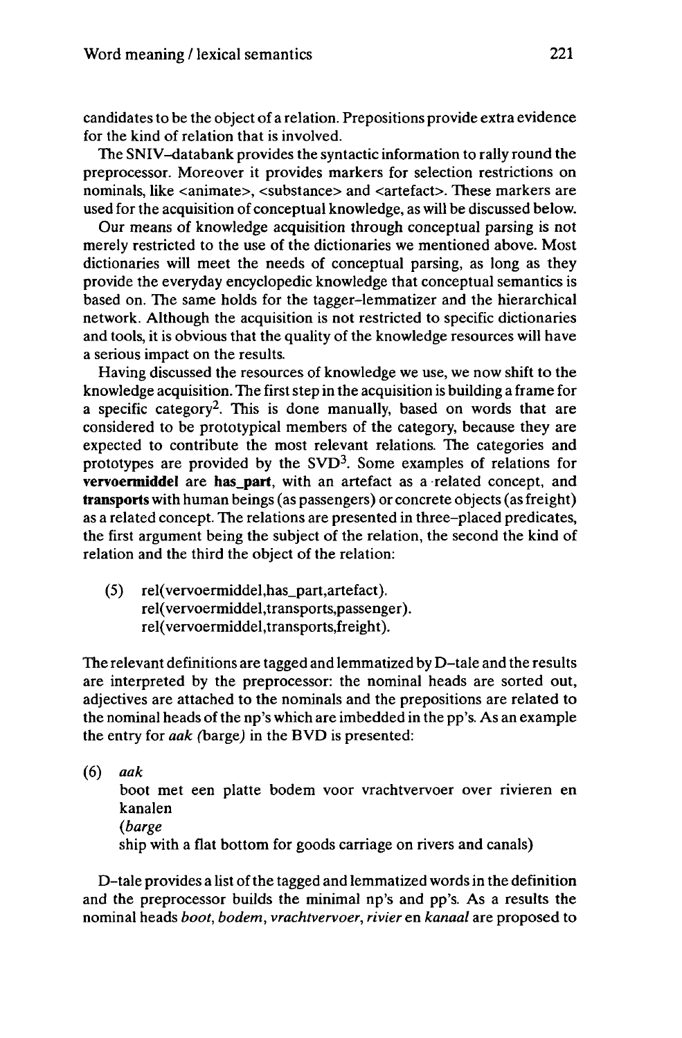candidates to be the object of a relation. Prepositions provide extra evidence for the kind of relation that is involved.

The SNIV–databank provides the syntactic information to rally round the preprocessor. Moreover it provides markers for selection restrictions on nominals, like <animate>, <substance> and <artefact>. These markers are used for the acquisition of conceptual knowledge, as will be discussed below.

Our means of knowledge acquisition through conceptual parsing is not merely restricted to the use of the dictionaries we mentioned above. Most dictionaries will meet the needs of conceptual parsing, as long as they provide the everyday encyclopedic knowledge that conceptual semantics is based on. The same holds for the tagger–lemmatizer and the hierarchical network. Although the acquisition is not restricted to specific dictionaries and tools, it is obvious that the quality of the knowledge resources will have a serious impact on the results.

Having discussed the resources of knowledge we use, we now shift to the knowledge acquisition. The first step in the acquisition is building a frame for a specific category[2]. This is done manually, based on words that are considered to be prototypical members of the category, because they are expected to contribute the most relevant relations. The categories and prototypes are provided by the SVD[3]. Some examples of relations for **vervoermiddel** are **has_part**, with an artefact as a related concept, and **transports** with human beings (as passengers) or concrete objects (as freight) as a related concept. The relations are presented in three–placed predicates, the first argument being the subject of the relation, the second the kind of relation and the third the object of the relation:

(5) rel(vervoermiddel,has_part,artefact).
rel(vervoermiddel,transports,passenger).
rel(vervoermiddel,transports,freight).

The relevant definitions are tagged and lemmatized by D–tale and the results are interpreted by the preprocessor: the nominal heads are sorted out, adjectives are attached to the nominals and the prepositions are related to the nominal heads of the np's which are imbedded in the pp's. As an example the entry for *aak (*barge*)* in the BVD is presented:

(6) *aak*
boot met een platte bodem voor vrachtvervoer over rivieren en kanalen
*(barge*
ship with a flat bottom for goods carriage on rivers and canals)

D–tale provides a list of the tagged and lemmatized words in the **definition** and the preprocessor builds the minimal np's and pp's. As a results the nominal heads *boot*, *bodem*, *vrachtvervoer*, *rivier* en *kanaal* are proposed to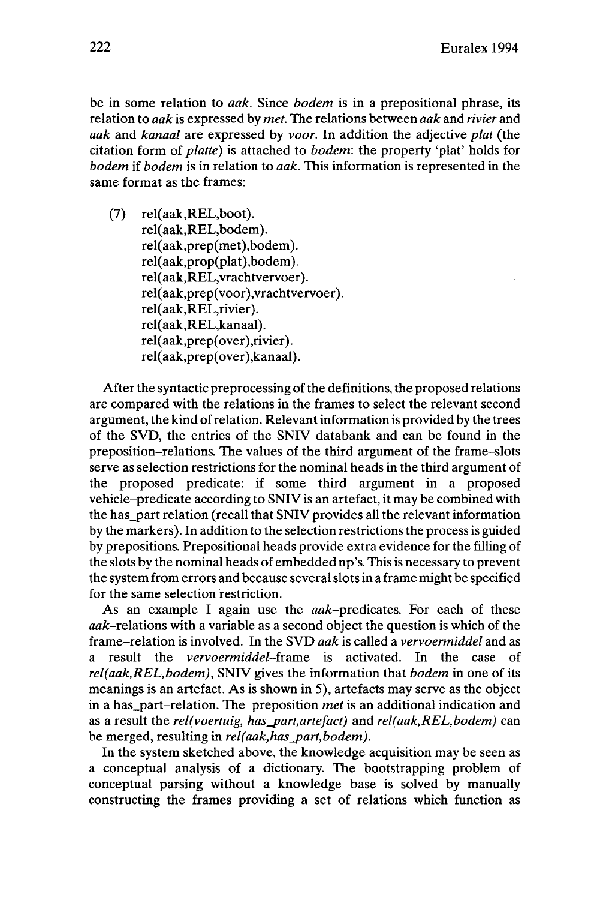be in some relation to *aak*. Since *bodem* is in a prepositional phrase, its relation to *aak* is expressed by *met*. The relations between *aak* and *rivier* and *aak* and *kanaal* are expressed by *voor*. In addition the adjective *plat* (the citation form of *platte*) is attached to *bodem*: the property 'plat' holds for *bodem* if *bodem* is in relation to *aak*. This information is represented in the same format as the frames:

(7)
```
rel(aak,REL,boot).
rel(aak,REL,bodem).
rel(aak,prep(met),bodem).
rel(aak,prop(plat),bodem).
rel(aak,REL,vrachtvervoer).
rel(aak,prep(voor),vrachtvervoer).
rel(aak,REL,rivier).
rel(aak,REL,kanaal).
rel(aak,prep(over),rivier).
rel(aak,prep(over),kanaal).
```

After the syntactic preprocessing of the definitions, the proposed relations are compared with the relations in the frames to select the relevant second argument, the kind of relation. Relevant information is provided by the trees of the SVD, the entries of the SNIV databank and can be found in the preposition-relations. The values of the third argument of the frame-slots serve as selection restrictions for the nominal heads in the third argument of the proposed predicate: if some third argument in a proposed vehicle-predicate according to SNIV is an artefact, it may be combined with the has_part relation (recall that SNIV provides all the relevant information by the markers). In addition to the selection restrictions the process is guided by prepositions. Prepositional heads provide extra evidence for the filling of the slots by the nominal heads of embedded np's. This is necessary to prevent the system from errors and because several slots in a frame might be specified for the same selection restriction.

As an example I again use the *aak*-predicates. For each of these *aak*-relations with a variable as a second object the question is which of the frame-relation is involved. In the SVD *aak* is called a *vervoermiddel* and as a result the *vervoermiddel*-frame is activated. In the case of *rel(aak,REL,bodem)*, SNIV gives the information that *bodem* in one of its meanings is an artefact. As is shown in 5), artefacts may serve as the object in a has_part-relation. The preposition *met* is an additional indication and as a result the *rel(voertuig, has_part,artefact)* and *rel(aak,REL,bodem)* can be merged, resulting in *rel(aak,has_part,bodem)*.

In the system sketched above, the knowledge acquisition may be seen as a conceptual analysis of a dictionary. The bootstrapping problem of conceptual parsing without a knowledge base is solved by manually constructing the frames providing a set of relations which function as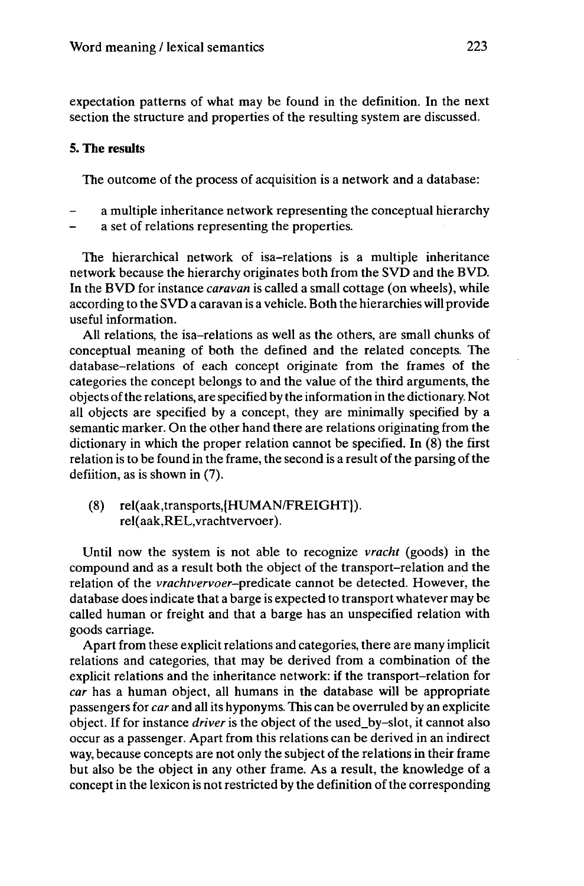expectation patterns of what may be found in the definition. In the next section the structure and properties of the resulting system are discussed.

## 5. The results

The outcome of the process of acquisition is a network and a database:

- a multiple inheritance network representing the conceptual hierarchy
- a set of relations representing the properties.

The hierarchical network of isa–relations is a multiple inheritance network because the hierarchy originates both from the SVD and the BVD. In the BVD for instance *caravan* is called a small cottage (on wheels), while according to the SVD a caravan is a vehicle. Both the hierarchies will provide useful information.

All relations, the isa–relations as well as the others, are small chunks of conceptual meaning of both the defined and the related concepts. The database–relations of each concept originate from the frames of the categories the concept belongs to and the value of the third arguments, the objects of the relations, are specified by the information in the dictionary. Not all objects are specified by a concept, they are minimally specified by a semantic marker. On the other hand there are relations originating from the dictionary in which the proper relation cannot be specified. In (8) the first relation is to be found in the frame, the second is a result of the parsing of the defiition, as is shown in (7).

(8) rel(aak,transports,{HUMAN/FREIGHT}).
    rel(aak,REL,vrachtvervoer).

Until now the system is not able to recognize *vracht* (goods) in the compound and as a result both the object of the transport–relation and the relation of the *vrachtvervoer*–predicate cannot be detected. However, the database does indicate that a barge is expected to transport whatever may be called human or freight and that a barge has an unspecified relation with goods carriage.

Apart from these explicit relations and categories, there are many implicit relations and categories, that may be derived from a combination of the explicit relations and the inheritance network: if the transport–relation for *car* has a human object, all humans in the database will be appropriate passengers for *car* and all its hyponyms. This can be overruled by an explicite object. If for instance *driver* is the object of the used_by–slot, it cannot also occur as a passenger. Apart from this relations can be derived in an indirect way, because concepts are not only the subject of the relations in their frame but also be the object in any other frame. As a result, the knowledge of a concept in the lexicon is not restricted by the definition of the corresponding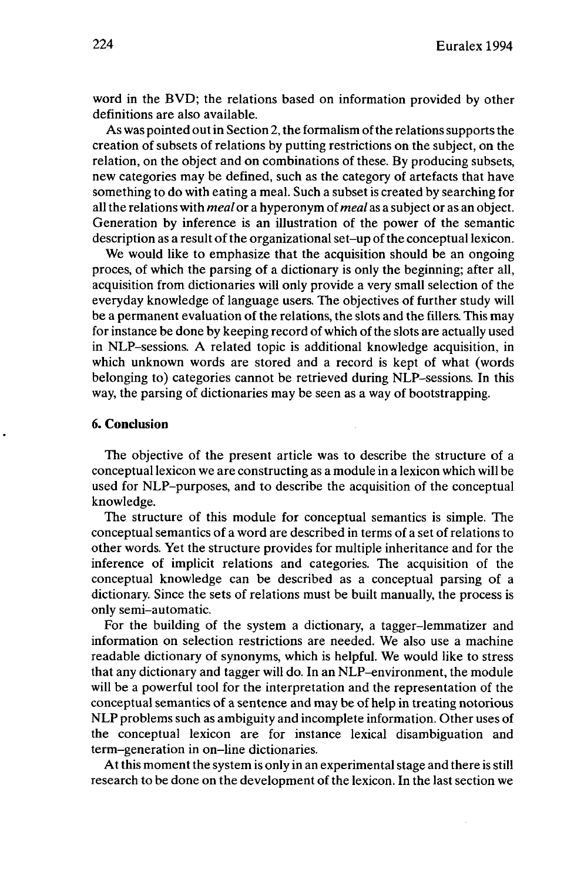word in the BVD; the relations based on information provided by other definitions are also available.

As was pointed out in Section 2, the formalism of the relations supports the creation of subsets of relations by putting restrictions on the subject, on the relation, on the object and on combinations of these. By producing subsets, new categories may be defined, such as the category of artefacts that have something to do with eating a meal. Such a subset is created by searching for all the relations with *meal* or a hyperonym of *meal* as a subject or as an object. Generation by inference is an illustration of the power of the semantic description as a result of the organizational set–up of the conceptual lexicon.

We would like to emphasize that the acquisition should be an ongoing proces, of which the parsing of a dictionary is only the beginning; after all, acquisition from dictionaries will only provide a very small selection of the everyday knowledge of language users. The objectives of further study will be a permanent evaluation of the relations, the slots and the fillers. This may for instance be done by keeping record of which of the slots are actually used in NLP–sessions. A related topic is additional knowledge acquisition, in which unknown words are stored and a record is kept of what (words belonging to) categories cannot be retrieved during NLP–sessions. In this way, the parsing of dictionaries may be seen as a way of bootstrapping.

## 6. Conclusion

The objective of the present article was to describe the structure of a conceptual lexicon we are constructing as a module in a lexicon which will be used for NLP–purposes, and to describe the acquisition of the conceptual knowledge.

The structure of this module for conceptual semantics is simple. The conceptual semantics of a word are described in terms of a set of relations to other words. Yet the structure provides for multiple inheritance and for the inference of implicit relations and categories. The acquisition of the conceptual knowledge can be described as a conceptual parsing of a dictionary. Since the sets of relations must be built manually, the process is only semi–automatic.

For the building of the system a dictionary, a tagger–lemmatizer and information on selection restrictions are needed. We also use a machine readable dictionary of synonyms, which is helpful. We would like to stress that any dictionary and tagger will do. In an NLP–environment, the module will be a powerful tool for the interpretation and the representation of the conceptual semantics of a sentence and may be of help in treating notorious NLP problems such as ambiguity and incomplete information. Other uses of the conceptual lexicon are for instance lexical disambiguation and term–generation in on–line dictionaries.

At this moment the system is only in an experimental stage and there is still research to be done on the development of the lexicon. In the last section we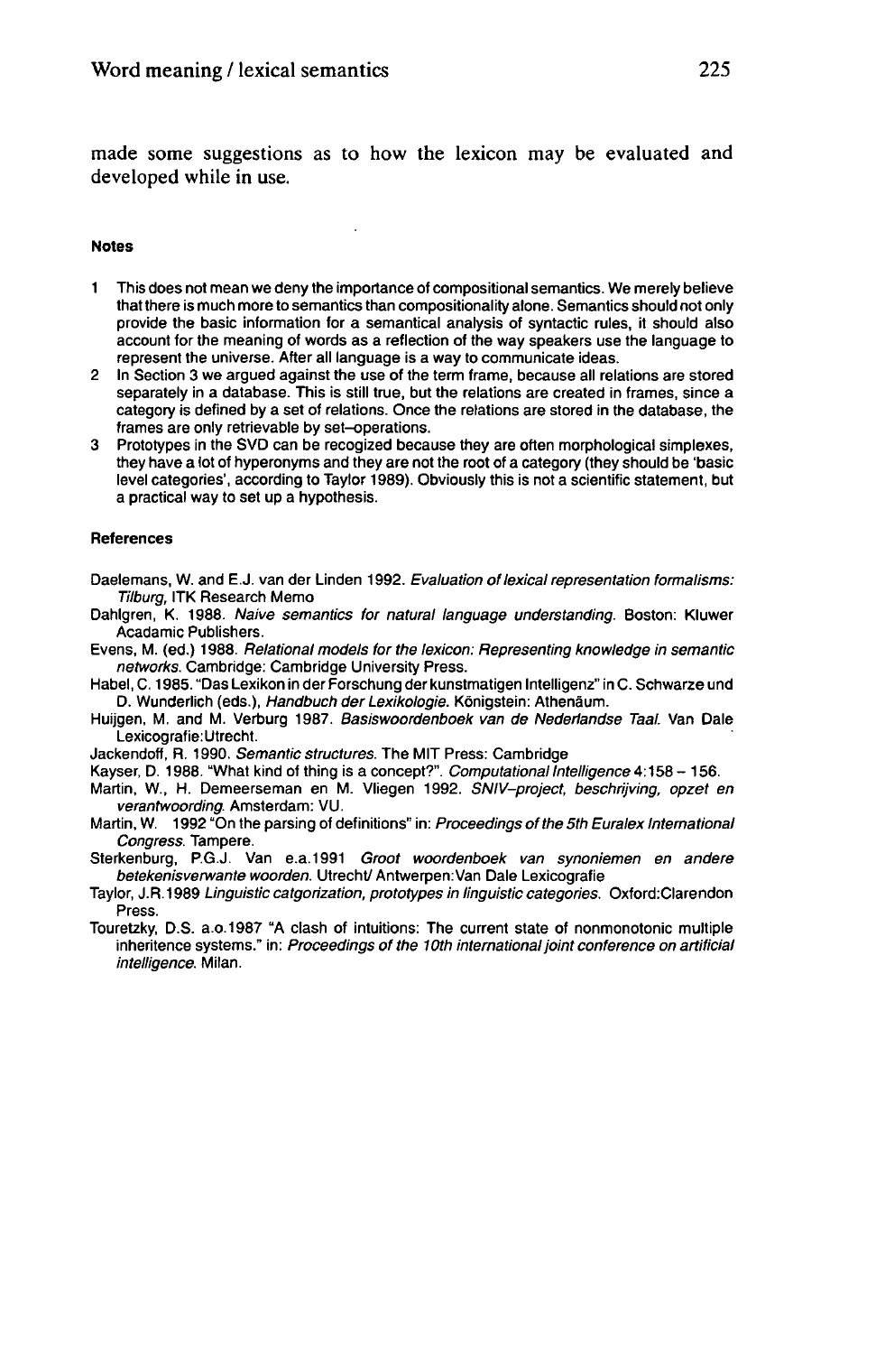made some suggestions as to how the lexicon may be evaluated and developed while in use.

### Notes

1. This does not mean we deny the importance of compositional semantics. We merely believe that there is much more to semantics than compositionality alone. Semantics should not only provide the basic information for a semantical analysis of syntactic rules, it should also account for the meaning of words as a reflection of the way speakers use the language to represent the universe. After all language is a way to communicate ideas.
2. In Section 3 we argued against the use of the term frame, because all relations are stored separately in a database. This is still true, but the relations are created in frames, since a category is defined by a set of relations. Once the relations are stored in the database, the frames are only retrievable by set–operations.
3. Prototypes in the SVD can be recogized because they are often morphological simplexes, they have a lot of hyperonyms and they are not the root of a category (they should be 'basic level categories', according to Taylor 1989). Obviously this is not a scientific statement, but a practical way to set up a hypothesis.

### References

Daelemans, W. and E.J. van der Linden 1992. *Evaluation of lexical representation formalisms: Tilburg,* ITK Research Memo

Dahlgren, K. 1988. *Naive semantics for natural language understanding.* Boston: Kluwer Acadamic Publishers.

Evens, M. (ed.) 1988. *Relational models for the lexicon: Representing knowledge in semantic networks.* Cambridge: Cambridge University Press.

Habel, C. 1985. "Das Lexikon in der Forschung der kunstmatigen Intelligenz" in C. Schwarze und D. Wunderlich (eds.), *Handbuch der Lexikologie.* Königstein: Athenäum.

Huijgen, M. and M. Verburg 1987. *Basiswoordenboek van de Nederlandse Taal.* Van Dale Lexicografie:Utrecht.

Jackendoff, R. 1990. *Semantic structures.* The MIT Press: Cambridge

Kayser, D. 1988. "What kind of thing is a concept?". *Computational Intelligence* 4:158 – 156.

Martin, W., H. Demeerseman en M. Vliegen 1992. *SNIV–project, beschrijving, opzet en verantwoording.* Amsterdam: VU.

Martin, W. 1992 "On the parsing of definitions" in: *Proceedings of the 5th Euralex International Congress.* Tampere.

Sterkenburg, P.G.J. Van e.a.1991 *Groot woordenboek van synoniemen en andere betekenisverwante woorden.* Utrecht/ Antwerpen:Van Dale Lexicografie

Taylor, J.R.1989 *Linguistic catgorization, prototypes in linguistic categories.* Oxford:Clarendon Press.

Touretzky, D.S. a.o.1987 "A clash of intuitions: The current state of nonmonotonic multiple inheritence systems." in: *Proceedings of the 10th international joint conference on artificial intelligence.* Milan.